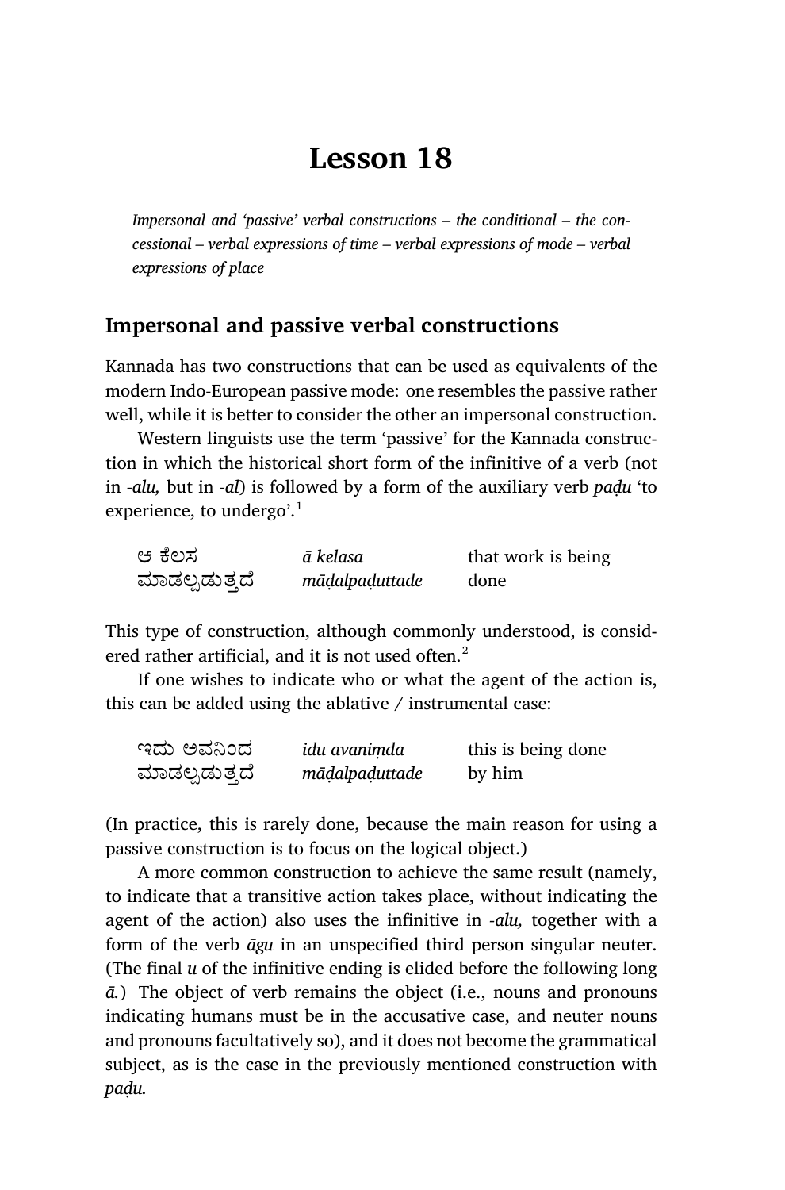# Lesson 18

*Impersonal and 'passive' verbal constructions – the conditional – the concessional – verbal expressions of time – verbal expressions of mode – verbal expressions of place*

## Impersonal and passive verbal constructions

Kannada has two constructions that can be used as equivalents of the modern Indo-European passive mode: one resembles the passive rather well, while it is better to consider the other an impersonal construction.

Western linguists use the term 'passive' for the Kannada construction in which the historical short form of the infinitive of a verb (not in *-alu,* but in *-al*) is followed by a form of the auxiliary verb *paḍu* 'to experience, to undergo'.[1]

| | | |
|---|---|---|
| ಆ ಕೆಲಸ ಮಾಡಲ್ಪಡುತ್ತದೆ | *ā kelasa māḍalpaḍuttade* | that work is being done |

This type of construction, although commonly understood, is considered rather artificial, and it is not used often.[2]

If one wishes to indicate who or what the agent of the action is, this can be added using the ablative / instrumental case:

| | | |
|---|---|---|
| ಇದು ಅವನಿಂದ ಮಾಡಲ್ಪಡುತ್ತದೆ | *idu avaniṃda māḍalpaḍuttade* | this is being done by him |

(In practice, this is rarely done, because the main reason for using a passive construction is to focus on the logical object.)

A more common construction to achieve the same result (namely, to indicate that a transitive action takes place, without indicating the agent of the action) also uses the infinitive in *-alu,* together with a form of the verb *āgu* in an unspecified third person singular neuter. (The final *u* of the infinitive ending is elided before the following long *ā.*) The object of verb remains the object (i.e., nouns and pronouns indicating humans must be in the accusative case, and neuter nouns and pronouns facultatively so), and it does not become the grammatical subject, as is the case in the previously mentioned construction with *paḍu.*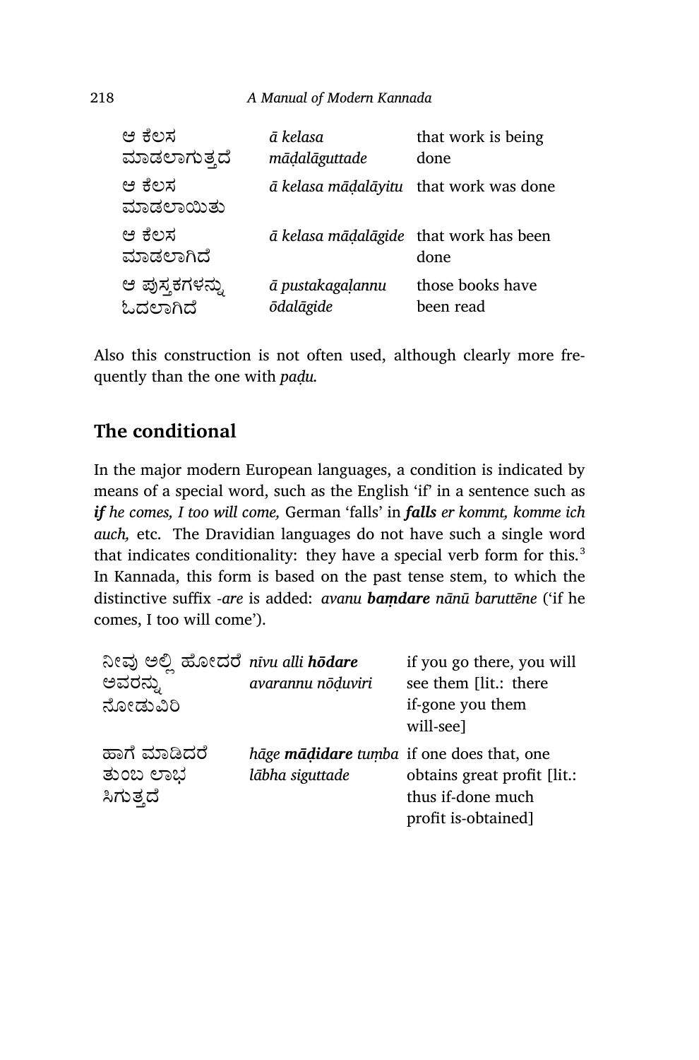| | | |
|---|---|---|
| ಆ ಕೆಲಸ ಮಾಡಲಾಗುತ್ತದೆ | *ā kelasa māḍalāguttade* | that work is being done |
| ಆ ಕೆಲಸ ಮಾಡಲಾಯಿತು | *ā kelasa māḍalāyitu* | that work was done |
| ಆ ಕೆಲಸ ಮಾಡಲಾಗಿದೆ | *ā kelasa māḍalāgide* | that work has been done |
| ಆ ಪುಸ್ತಕಗಳನ್ನು ಓದಲಾಗಿದೆ | *ā pustakagaḷannu ōdalāgide* | those books have been read |

Also this construction is not often used, although clearly more frequently than the one with *paḍu.*

## The conditional

In the major modern European languages, a condition is indicated by means of a special word, such as the English 'if' in a sentence such as ***if*** *he comes, I too will come,* German 'falls' in ***falls*** *er kommt, komme ich auch,* etc. The Dravidian languages do not have such a single word that indicates conditionality: they have a special verb form for this.[3] In Kannada, this form is based on the past tense stem, to which the distinctive suffix *-are* is added: *avanu* ***baṃdare*** *nānū baruttēne* ('if he comes, I too will come').

| | | |
|---|---|---|
| ನೀವು ಅಲ್ಲಿ ಹೋದರೆ ಅವರನ್ನು ನೋಡುವಿರಿ | *nīvu alli* ***hōdare*** *avarannu nōḍuviri* | if you go there, you will see them [lit.: there if-gone you them will-see] |
| ಹಾಗೆ ಮಾಡಿದರೆ ತುಂಬ ಲಾಭ ಸಿಗುತ್ತದೆ | *hāge* ***māḍidare*** *tuṃba lābha siguttade* | if one does that, one obtains great profit [lit.: thus if-done much profit is-obtained] |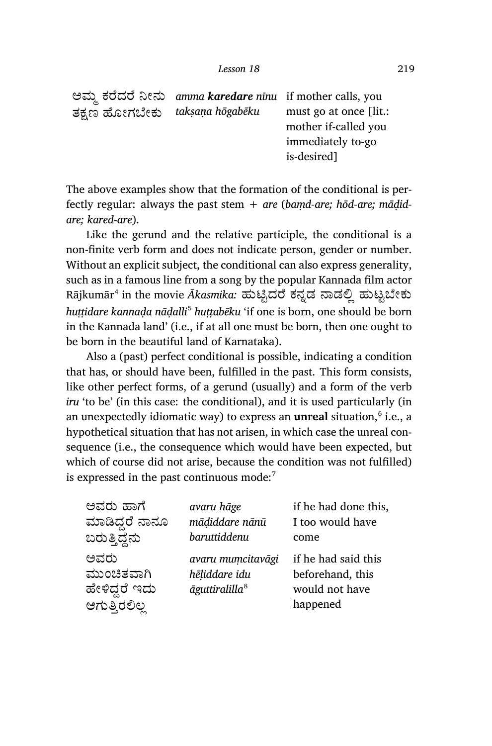| | | |
|---|---|---|
| ಅಮ್ಮ ಕರೆದರೆ ನೀನು ತಕ್ಷಣ ಹೋಗಬೇಕು | *amma **karedare** nīnu takṣaṇa hōgabēku* | if mother calls, you must go at once [lit.: mother if-called you immediately to-go is-desired] |

The above examples show that the formation of the conditional is perfectly regular: always the past stem + *are* (*baṃd-are; hōd-are; māḍid-are; kared-are*).

Like the gerund and the relative participle, the conditional is a non-finite verb form and does not indicate person, gender or number. Without an explicit subject, the conditional can also express generality, such as in a famous line from a song by the popular Kannada film actor Rājkumār[4] in the movie *Ākasmika:* ಹುಟ್ಟಿದರೆ ಕನ್ನಡ ನಾಡಲ್ಲಿ ಹುಟ್ಟಬೇಕು *huṭṭidare kannaḍa nāḍalli*[5] *huṭṭabēku* 'if one is born, one should be born in the Kannada land' (i.e., if at all one must be born, then one ought to be born in the beautiful land of Karnataka).

Also a (past) perfect conditional is possible, indicating a condition that has, or should have been, fulfilled in the past. This form consists, like other perfect forms, of a gerund (usually) and a form of the verb *iru* 'to be' (in this case: the conditional), and it is used particularly (in an unexpectedly idiomatic way) to express an **unreal** situation,[6] i.e., a hypothetical situation that has not arisen, in which case the unreal consequence (i.e., the consequence which would have been expected, but which of course did not arise, because the condition was not fulfilled) is expressed in the past continuous mode:[7]

| | | |
|---|---|---|
| ಅವರು ಹಾಗೆ ಮಾಡಿದ್ದರೆ ನಾನೂ ಬರುತ್ತಿದ್ದೆನು | *avaru hāge māḍiddare nānū baruttiddenu* | if he had done this, I too would have come |
| ಅವರು ಮುಂಚಿತವಾಗಿ ಹೇಳಿದ್ದರೆ ಇದು ಆಗುತ್ತಿರಲಿಲ್ಲ | *avaru muṃcitavāgi hēḷiddare idu āguttiralilla*[8] | if he had said this beforehand, this would not have happened |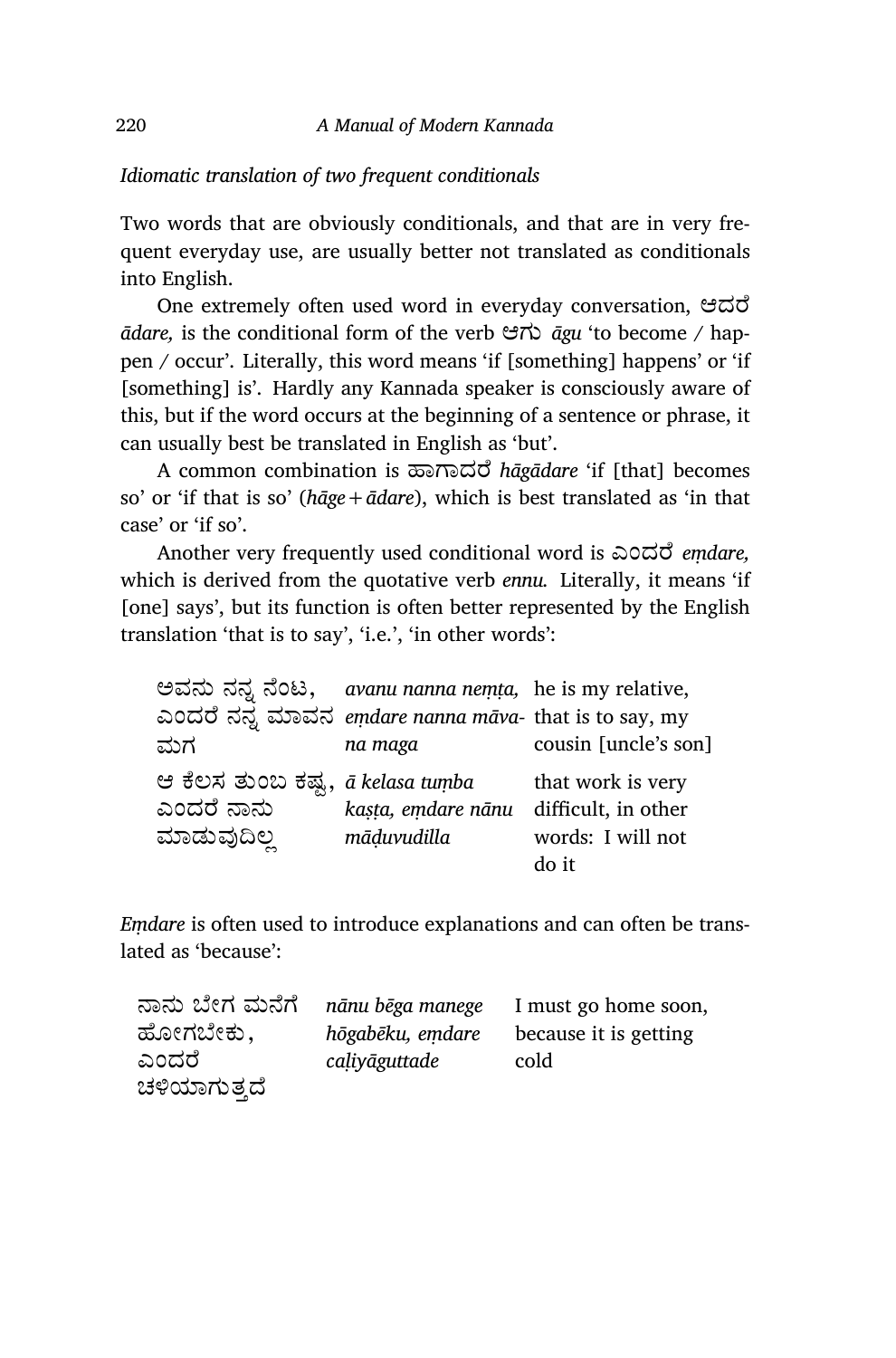*Idiomatic translation of two frequent conditionals*

Two words that are obviously conditionals, and that are in very frequent everyday use, are usually better not translated as conditionals into English.

One extremely often used word in everyday conversation, ಆದರೆ *ādare,* is the conditional form of the verb ಆಗು *āgu* 'to become / happen / occur'. Literally, this word means 'if [something] happens' or 'if [something] is'. Hardly any Kannada speaker is consciously aware of this, but if the word occurs at the beginning of a sentence or phrase, it can usually best be translated in English as 'but'.

A common combination is ಹಾಗಾದರೆ *hāgādare* 'if [that] becomes so' or 'if that is so' (*hāge* + *ādare*), which is best translated as 'in that case' or 'if so'.

Another very frequently used conditional word is ಎಂದರೆ *eṃdare,* which is derived from the quotative verb *ennu.* Literally, it means 'if [one] says', but its function is often better represented by the English translation 'that is to say', 'i.e.', 'in other words':

| | | |
|---|---|---|
| ಅವನು ನನ್ನ ನೆಂಟ, ಎಂದರೆ ನನ್ನ ಮಾವನ ಮಗ | *avanu nanna neṃṭa, eṃdare nanna māvana maga* | he is my relative, that is to say, my cousin [uncle's son] |
| ಆ ಕೆಲಸ ತುಂಬ ಕಷ್ಟ, ಎಂದರೆ ನಾನು ಮಾಡುವುದಿಲ್ಲ | *ā kelasa tuṃba kaṣṭa, eṃdare nānu māḍuvudilla* | that work is very difficult, in other words: I will not do it |

*Eṃdare* is often used to introduce explanations and can often be translated as 'because':

| | | |
|---|---|---|
| ನಾನು ಬೇಗ ಮನೆಗೆ ಹೋಗಬೇಕು, ಎಂದರೆ ಚಳಿಯಾಗುತ್ತದೆ | *nānu bēga manege hōgabēku, eṃdare caḷiyāguttade* | I must go home soon, because it is getting cold |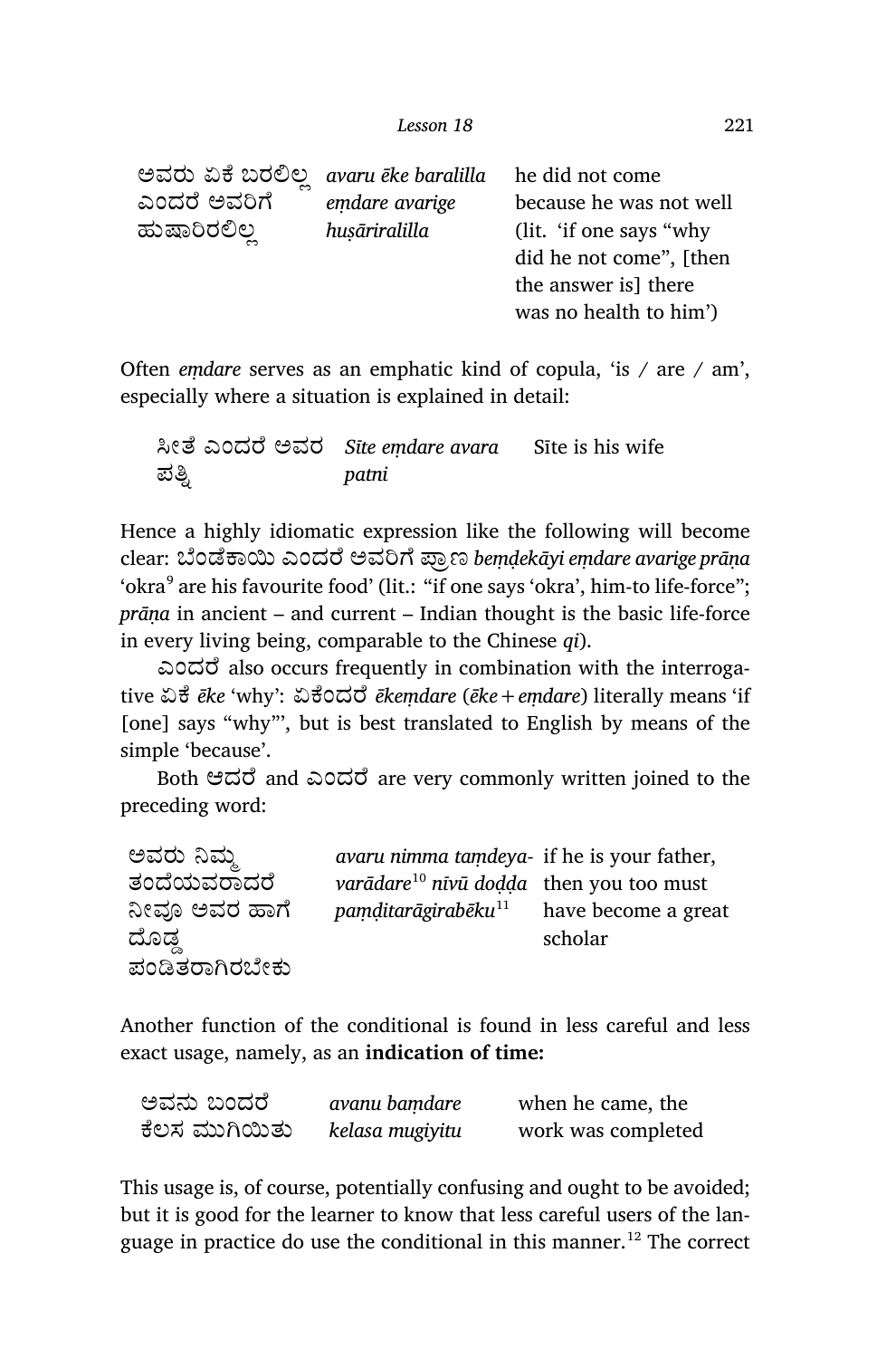| | | |
|---|---|---|
| ಅವರು ಏಕೆ ಬರಲಿಲ್ಲ ಎಂದರೆ ಅವರಿಗೆ ಹುಷಾರಿರಲಿಲ್ಲ | *avaru ēke baralilla eṃdare avarige huṣāriralilla* | he did not come because he was not well (lit. 'if one says "why did he not come", [then the answer is] there was no health to him') |

Often *eṃdare* serves as an emphatic kind of copula, 'is / are / am', especially where a situation is explained in detail:

| | | |
|---|---|---|
| ಸೀತೆ ಎಂದರೆ ಅವರ ಪತ್ನಿ | *Sīte eṃdare avara patni* | Sīte is his wife |

Hence a highly idiomatic expression like the following will become clear: ಬೆಂಡೆಕಾಯಿ ಎಂದರೆ ಅವರಿಗೆ ಪ್ರಾಣ *beṃḍekāyi eṃdare avarige prāṇa* 'okra[9] are his favourite food' (lit.: "if one says 'okra', him-to life-force"; *prāṇa* in ancient – and current – Indian thought is the basic life-force in every living being, comparable to the Chinese *qi*).

ಎಂದರೆ also occurs frequently in combination with the interrogative ಏಕೆ *ēke* 'why': ಏಕೆಂದರೆ *ēkeṃdare* (*ēke* + *eṃdare*) literally means 'if [one] says "why"', but is best translated to English by means of the simple 'because'.

Both ಆದರೆ and ಎಂದರೆ are very commonly written joined to the preceding word:

| | | |
|---|---|---|
| ಅವರು ನಿಮ್ಮ ತಂದೆಯವರಾದರೆ ನೀವೂ ಅವರ ಹಾಗೆ ದೊಡ್ಡ ಪಂಡಿತರಾಗಿರಬೇಕು | *avaru nimma taṃdeya-varādare*[10] *nīvū doḍḍa paṃḍitarāgirabēku*[11] | if he is your father, then you too must have become a great scholar |

Another function of the conditional is found in less careful and less exact usage, namely, as an **indication of time:**

| | | |
|---|---|---|
| ಅವನು ಬಂದರೆ ಕೆಲಸ ಮುಗಿಯಿತು | *avanu baṃdare kelasa mugiyitu* | when he came, the work was completed |

This usage is, of course, potentially confusing and ought to be avoided; but it is good for the learner to know that less careful users of the language in practice do use the conditional in this manner.[12] The correct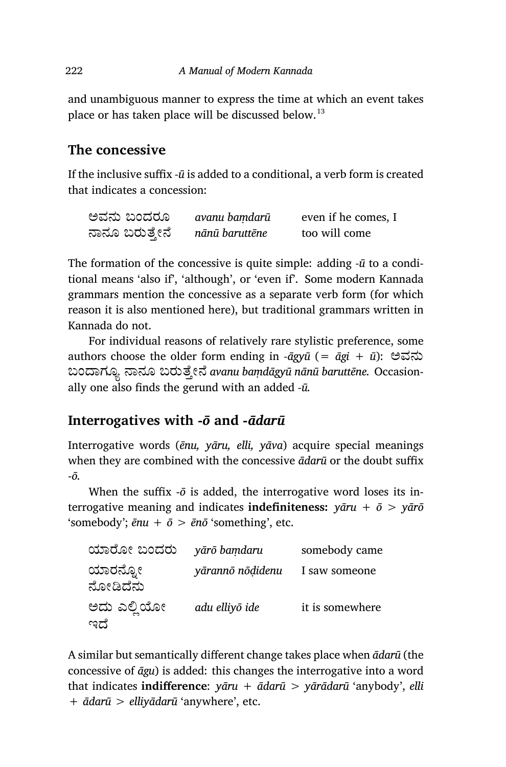and unambiguous manner to express the time at which an event takes place or has taken place will be discussed below.[13]

## The concessive

If the inclusive suffix *-ū* is added to a conditional, a verb form is created that indicates a concession:

| | | |
|---|---|---|
| ಅವನು ಬಂದರೂ ನಾನೂ ಬರುತ್ತೇನೆ | *avanu baṃdarū nānū baruttēne* | even if he comes, I too will come |

The formation of the concessive is quite simple: adding *-ū* to a conditional means 'also if', 'although', or 'even if'. Some modern Kannada grammars mention the concessive as a separate verb form (for which reason it is also mentioned here), but traditional grammars written in Kannada do not.

For individual reasons of relatively rare stylistic preference, some authors choose the older form ending in *-āgyū* (= *āgi* + *ū*): ಅವನು ಬಂದಾಗ್ಯೂ ನಾನೂ ಬರುತ್ತೇನೆ *avanu baṃdāgyū nānū baruttēne.* Occasionally one also finds the gerund with an added *-ū.*

## Interrogatives with *-ō* and *-ādarū*

Interrogative words (*ēnu, yāru, elli, yāva*) acquire special meanings when they are combined with the concessive *ādarū* or the doubt suffix *-ō.*

When the suffix *-ō* is added, the interrogative word loses its interrogative meaning and indicates **indefiniteness:** *yāru* + *ō* > *yārō* 'somebody'; *ēnu* + *ō* > *ēnō* 'something', etc.

| | | |
|---|---|---|
| ಯಾರೋ ಬಂದರು | *yārō baṃdaru* | somebody came |
| ಯಾರನ್ನೋ ನೋಡಿದೆನು | *yārannō nōḍidenu* | I saw someone |
| ಅದು ಎಲ್ಲಿಯೋ ಇದೆ | *adu elliyō ide* | it is somewhere |

A similar but semantically different change takes place when *ādarū* (the concessive of *āgu*) is added: this changes the interrogative into a word that indicates **indifference**: *yāru* + *ādarū* > *yārādarū* 'anybody', *elli* + *ādarū* > *elliyādarū* 'anywhere', etc.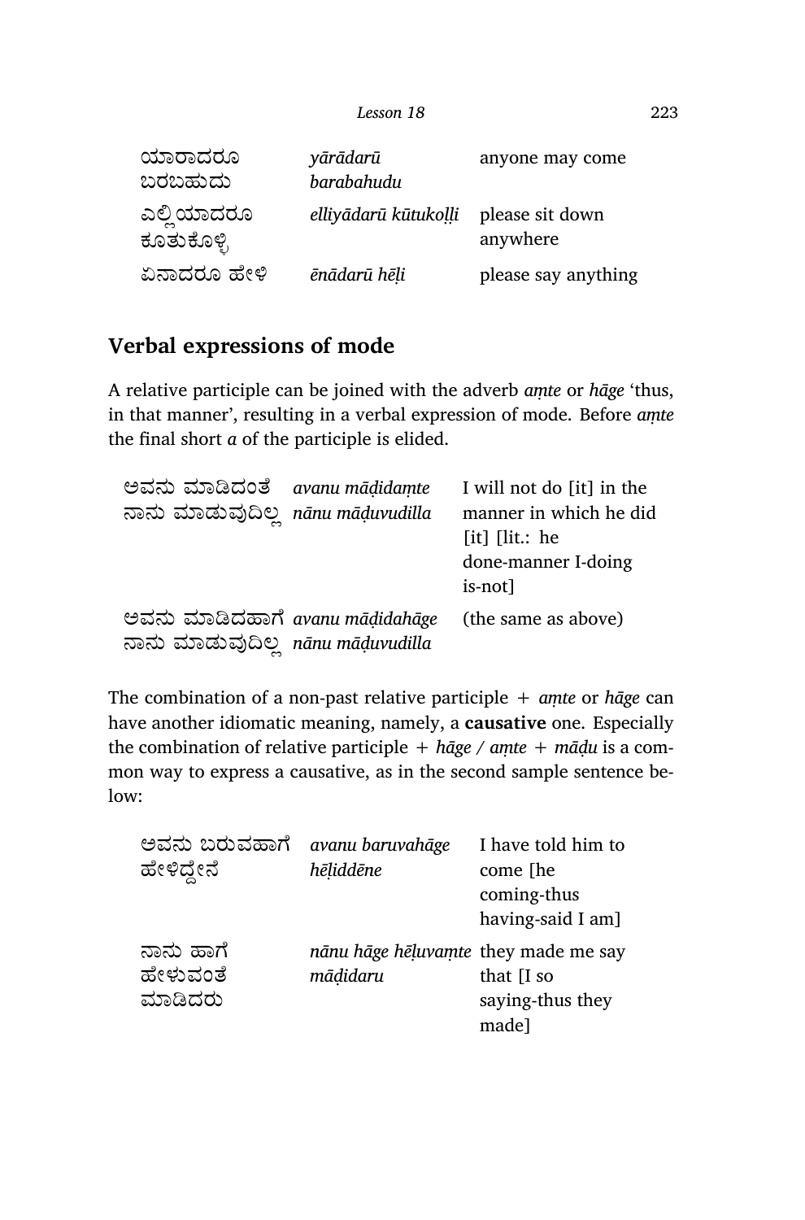| | | |
|---|---|---|
| ಯಾರಾದರೂ ಬರಬಹುದು | *yārādarū barabahudu* | anyone may come |
| ಎಲ್ಲಿಯಾದರೂ ಕೂತುಕೊಳ್ಳಿ | *elliyādarū kūtukoḷḷi* | please sit down anywhere |
| ಏನಾದರೂ ಹೇಳಿ | *ēnādarū hēḷi* | please say anything |

## Verbal expressions of mode

A relative participle can be joined with the adverb *aṃte* or *hāge* 'thus, in that manner', resulting in a verbal expression of mode. Before *aṃte* the final short *a* of the participle is elided.

| | | |
|---|---|---|
| ಅವನು ಮಾಡಿದಂತೆ ನಾನು ಮಾಡುವುದಿಲ್ಲ | *avanu māḍidaṃte nānu māḍuvudilla* | I will not do [it] in the manner in which he did [it] [lit.: he done-manner I-doing is-not] |
| ಅವನು ಮಾಡಿದಹಾಗೆ ನಾನು ಮಾಡುವುದಿಲ್ಲ | *avanu māḍidahāge nānu māḍuvudilla* | (the same as above) |

The combination of a non-past relative participle + *aṃte* or *hāge* can have another idiomatic meaning, namely, a **causative** one. Especially the combination of relative participle + *hāge / aṃte* + *māḍu* is a common way to express a causative, as in the second sample sentence below:

| | | |
|---|---|---|
| ಅವನು ಬರುವಹಾಗೆ ಹೇಳಿದ್ದೇನೆ | *avanu baruvahāge hēḷiddēne* | I have told him to come [he coming-thus having-said I am] |
| ನಾನು ಹಾಗೆ ಹೇಳುವಂತೆ ಮಾಡಿದರು | *nānu hāge hēḷuvaṃte māḍidaru* | they made me say that [I so saying-thus they made] |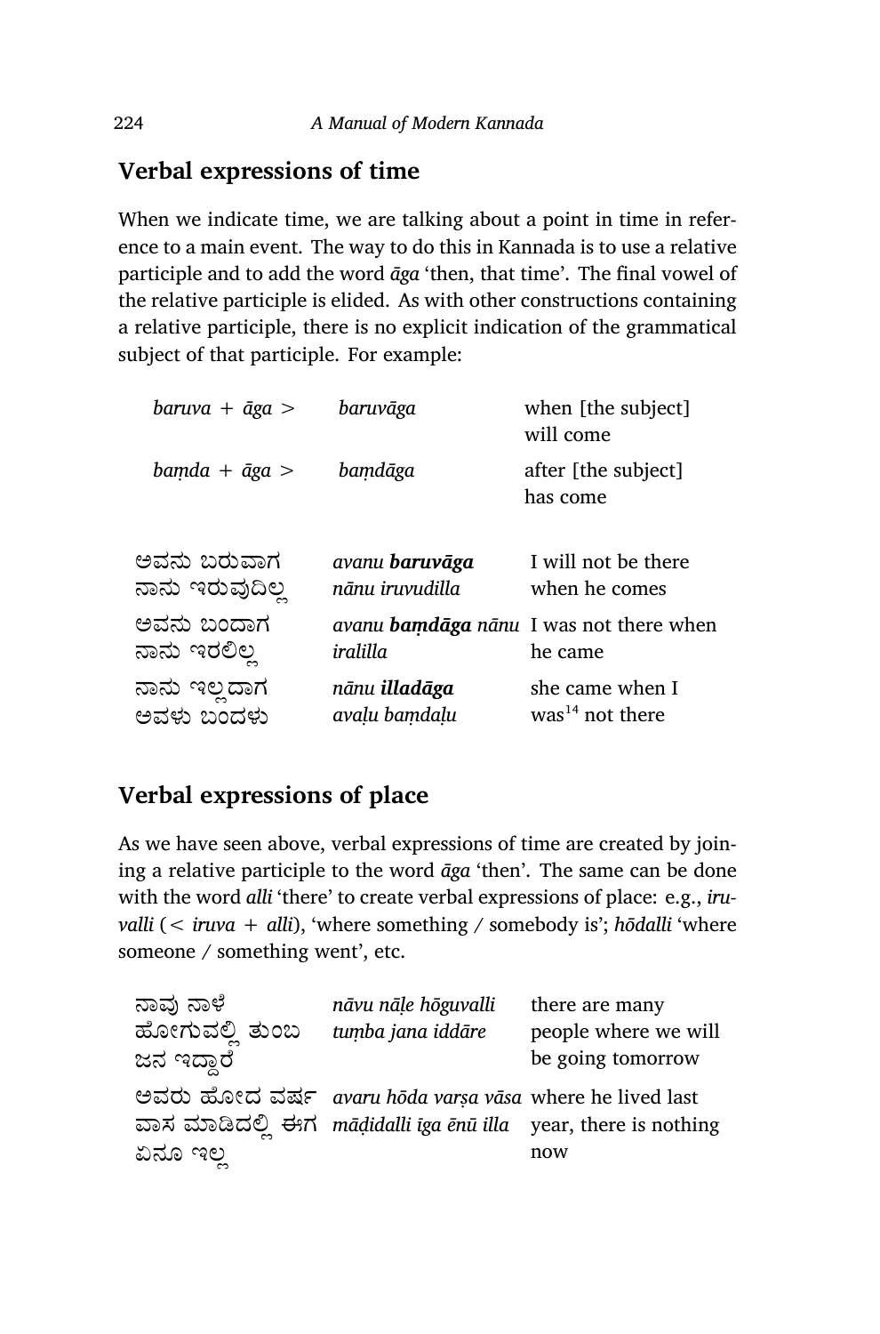## Verbal expressions of time

When we indicate time, we are talking about a point in time in reference to a main event. The way to do this in Kannada is to use a relative participle and to add the word *āga* 'then, that time'. The final vowel of the relative participle is elided. As with other constructions containing a relative participle, there is no explicit indication of the grammatical subject of that participle. For example:

| | | |
|---|---|---|
| *baruva + āga >* | *baruvāga* | when [the subject] will come |
| *baṃda + āga >* | *baṃdāga* | after [the subject] has come |

| | | |
|---|---|---|
| ಅವನು ಬರುವಾಗ ನಾನು ಇರುವುದಿಲ್ಲ | *avanu **baruvāga** nānu iruvudilla* | I will not be there when he comes |
| ಅವನು ಬಂದಾಗ ನಾನು ಇರಲಿಲ್ಲ | *avanu **baṃdāga** nānu iralilla* | I was not there when he came |
| ನಾನು ಇಲ್ಲದಾಗ ಅವಳು ಬಂದಳು | *nānu **illadāga** avaḷu baṃdaḷu* | she came when I was[14] not there |

## Verbal expressions of place

As we have seen above, verbal expressions of time are created by joining a relative participle to the word *āga* 'then'. The same can be done with the word *alli* 'there' to create verbal expressions of place: e.g., *iruvalli* (< *iruva + alli*), 'where something / somebody is'; *hōdalli* 'where someone / something went', etc.

| | | |
|---|---|---|
| ನಾವು ನಾಳೆ ಹೋಗುವಲ್ಲಿ ತುಂಬ ಜನ ಇದ್ದಾರೆ | *nāvu nāḷe hōguvalli tuṃba jana iddāre* | there are many people where we will be going tomorrow |
| ಅವರು ಹೋದ ವರ್ಷ ವಾಸ ಮಾಡಿದಲ್ಲಿ ಈಗ ಏನೂ ಇಲ್ಲ | *avaru hōda varṣa vāsa māḍidalli īga ēnū illa* | where he lived last year, there is nothing now |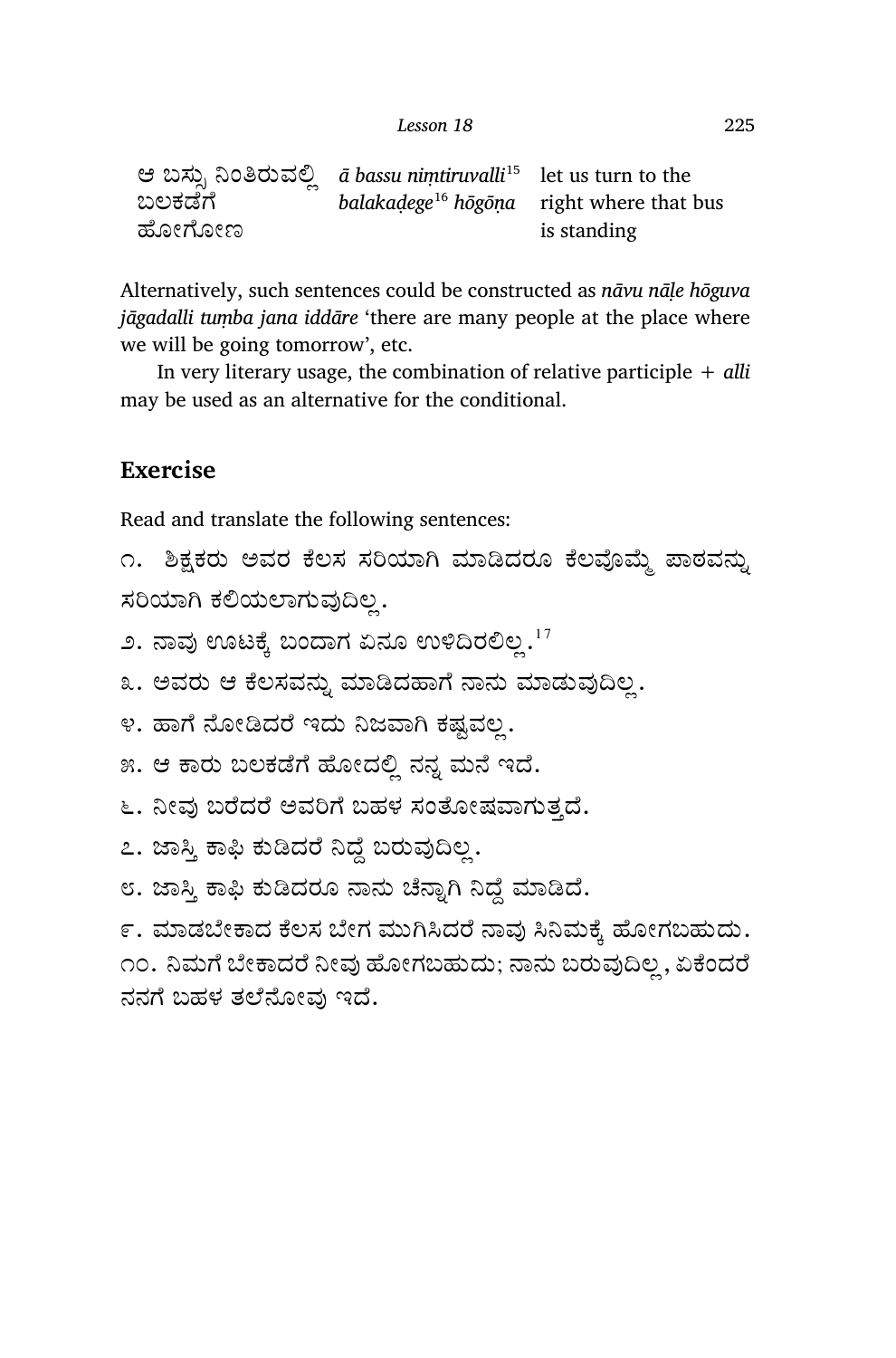| | | |
|---|---|---|
| ಆ ಬಸ್ಸು ನಿಂತಿರುವಲ್ಲಿ ಬಲಕಡೆಗೆ ಹೋಗೋಣ | *ā bassu niṃtiruvalli*[15] *balakaḍege*[16] *hōgōṇa* | let us turn to the right where that bus is standing |

Alternatively, such sentences could be constructed as *nāvu nāḷe hōguva jāgadalli tuṃba jana iddāre* 'there are many people at the place where we will be going tomorrow', etc.

In very literary usage, the combination of relative participle + *alli* may be used as an alternative for the conditional.

## Exercise

Read and translate the following sentences:

೧. ಶಿಕ್ಷಕರು ಅವರ ಕೆಲಸ ಸರಿಯಾಗಿ ಮಾಡಿದರೂ ಕೆಲವೊಮ್ಮೆ ಪಾಠವನ್ನು ಸರಿಯಾಗಿ ಕಲಿಯಲಾಗುವುದಿಲ್ಲ.

೨. ನಾವು ಊಟಕ್ಕೆ ಬಂದಾಗ ಏನೂ ಉಳಿದಿರಲಿಲ್ಲ.[17]

೩. ಅವರು ಆ ಕೆಲಸವನ್ನು ಮಾಡಿದಹಾಗೆ ನಾನು ಮಾಡುವುದಿಲ್ಲ.

೪. ಹಾಗೆ ನೋಡಿದರೆ ಇದು ನಿಜವಾಗಿ ಕಷ್ಟವಲ್ಲ.

೫. ಆ ಕಾರು ಬಲಕಡೆಗೆ ಹೋದಲ್ಲಿ ನನ್ನ ಮನೆ ಇದೆ.

೬. ನೀವು ಬರೆದರೆ ಅವರಿಗೆ ಬಹಳ ಸಂತೋಷವಾಗುತ್ತದೆ.

೭. ಜಾಸ್ತಿ ಕಾಫಿ ಕುಡಿದರೆ ನಿದ್ದೆ ಬರುವುದಿಲ್ಲ.

೮. ಜಾಸ್ತಿ ಕಾಫಿ ಕುಡಿದರೂ ನಾನು ಚೆನ್ನಾಗಿ ನಿದ್ದೆ ಮಾಡಿದೆ.

೯. ಮಾಡಬೇಕಾದ ಕೆಲಸ ಬೇಗ ಮುಗಿಸಿದರೆ ನಾವು ಸಿನಿಮಕ್ಕೆ ಹೋಗಬಹುದು.

೧೦. ನಿಮಗೆ ಬೇಕಾದರೆ ನೀವು ಹೋಗಬಹುದು; ನಾನು ಬರುವುದಿಲ್ಲ, ಏಕೆಂದರೆ ನನಗೆ ಬಹಳ ತಲೆನೋವು ಇದೆ.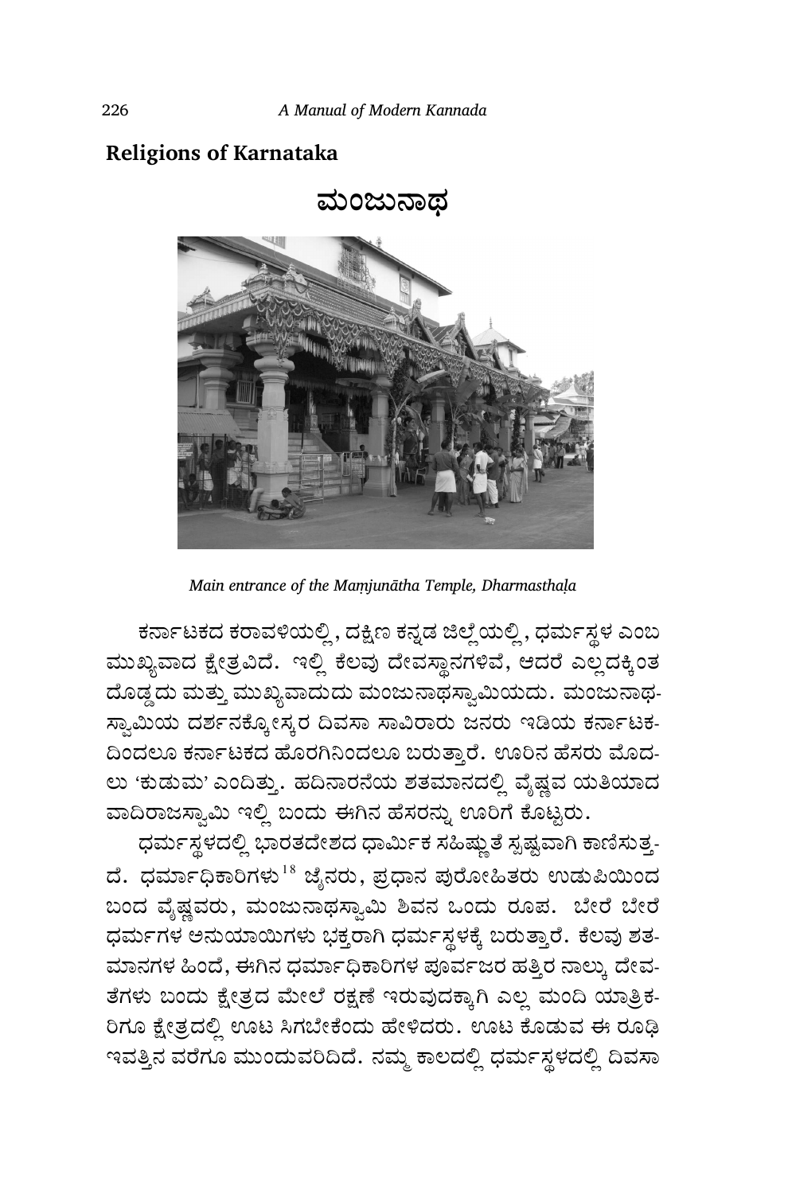## Religions of Karnataka

# ಮಂಜುನಾಥ

*Main entrance of the Maṃjunātha Temple, Dharmasthaḷa*

ಕರ್ನಾಟಕದ ಕರಾವಳಿಯಲ್ಲಿ, ದಕ್ಷಿಣ ಕನ್ನಡ ಜಿಲ್ಲೆಯಲ್ಲಿ, ಧರ್ಮಸ್ಥಳ ಎಂಬ ಮುಖ್ಯವಾದ ಕ್ಷೇತ್ರವಿದೆ. ಇಲ್ಲಿ ಕೆಲವು ದೇವಸ್ಥಾನಗಳಿವೆ, ಆದರೆ ಎಲ್ಲದಕ್ಕಿಂತ ದೊಡ್ಡದು ಮತ್ತು ಮುಖ್ಯವಾದುದು ಮಂಜುನಾಥಸ್ವಾಮಿಯದು. ಮಂಜುನಾಥ-ಸ್ವಾಮಿಯ ದರ್ಶನಕ್ಕೋಸ್ಕರ ದಿವಸಾ ಸಾವಿರಾರು ಜನರು ಇಡಿಯ ಕರ್ನಾಟಕ-ದಿಂದಲೂ ಕರ್ನಾಟಕದ ಹೊರಗಿನಿಂದಲೂ ಬರುತ್ತಾರೆ. ಊರಿನ ಹೆಸರು ಮೊದ-ಲು 'ಕುಡುಮ' ಎಂದಿತ್ತು. ಹದಿನಾರನೆಯ ಶತಮಾನದಲ್ಲಿ ವೈಷ್ಣವ ಯತಿಯಾದ ವಾದಿರಾಜಸ್ವಾಮಿ ಇಲ್ಲಿ ಬಂದು ಈಗಿನ ಹೆಸರನ್ನು ಊರಿಗೆ ಕೊಟ್ಟರು.

ಧರ್ಮಸ್ಥಳದಲ್ಲಿ ಭಾರತದೇಶದ ಧಾರ್ಮಿಕ ಸಹಿಷ್ಣುತೆ ಸ್ಪಷ್ಟವಾಗಿ ಕಾಣಿಸುತ್ತ-ದೆ. ಧರ್ಮಾಧಿಕಾರಿಗಳು[18] ಜೈನರು, ಪ್ರಧಾನ ಪುರೋಹಿತರು ಉಡುಪಿಯಿಂದ ಬಂದ ವೈಷ್ಣವರು, ಮಂಜುನಾಥಸ್ವಾಮಿ ಶಿವನ ಒಂದು ರೂಪ. ಬೇರೆ ಬೇರೆ ಧರ್ಮಗಳ ಅನುಯಾಯಿಗಳು ಭಕ್ತರಾಗಿ ಧರ್ಮಸ್ಥಳಕ್ಕೆ ಬರುತ್ತಾರೆ. ಕೆಲವು ಶತ-ಮಾನಗಳ ಹಿಂದೆ, ಈಗಿನ ಧರ್ಮಾಧಿಕಾರಿಗಳ ಪೂರ್ವಜರ ಹತ್ತಿರ ನಾಲ್ಕು ದೇವ-ತೆಗಳು ಬಂದು ಕ್ಷೇತ್ರದ ಮೇಲೆ ರಕ್ಷಣೆ ಇರುವುದಕ್ಕಾಗಿ ಎಲ್ಲ ಮಂದಿ ಯಾತ್ರಿಕ-ರಿಗೂ ಕ್ಷೇತ್ರದಲ್ಲಿ ಊಟ ಸಿಗಬೇಕೆಂದು ಹೇಳಿದರು. ಊಟ ಕೊಡುವ ಈ ರೂಢಿ ಇವತ್ತಿನ ವರೆಗೂ ಮುಂದುವರಿದಿದೆ. ನಮ್ಮ ಕಾಲದಲ್ಲಿ ಧರ್ಮಸ್ಥಳದಲ್ಲಿ ದಿವಸಾ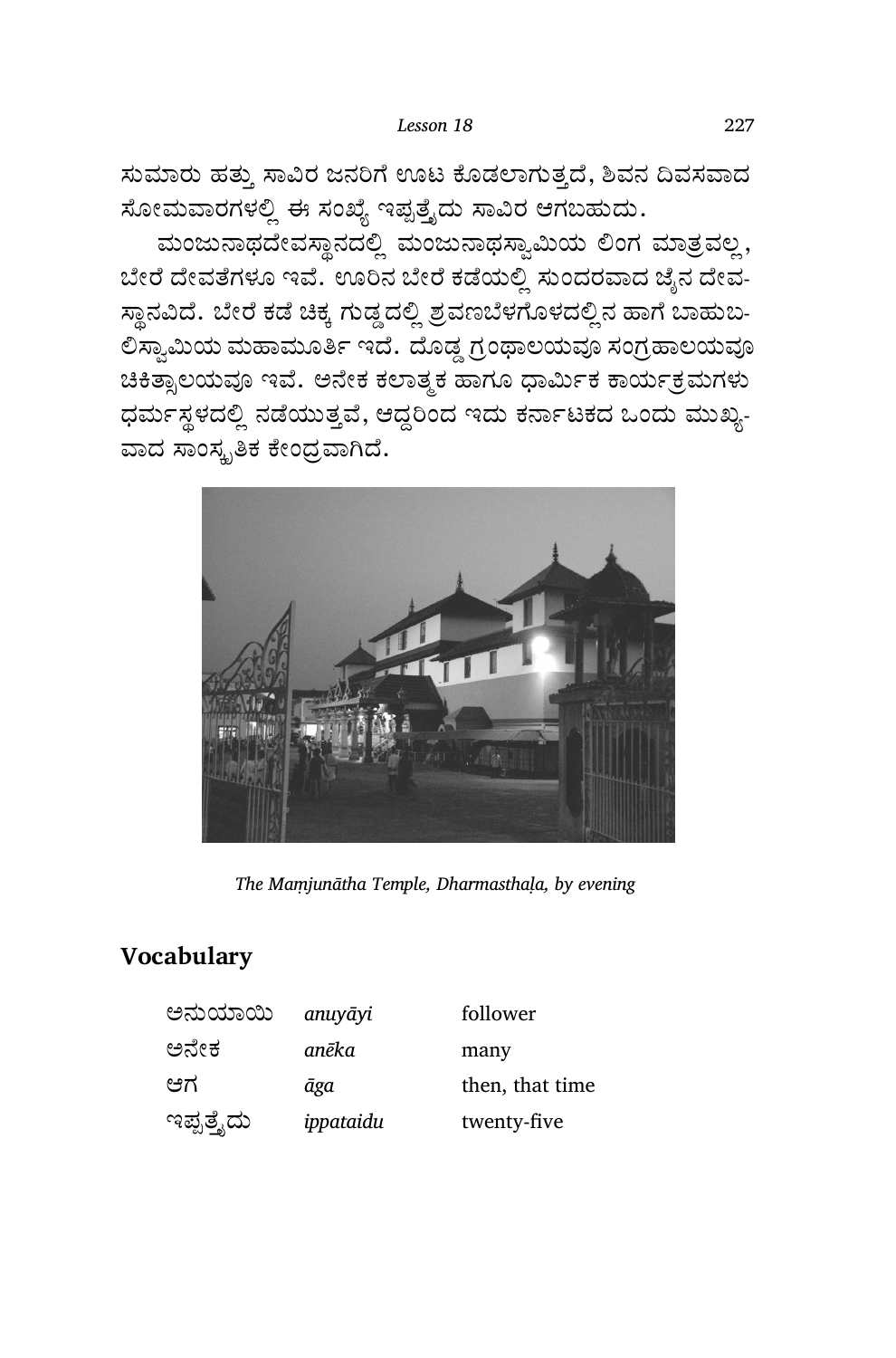ಸುಮಾರು ಹತ್ತು ಸಾವಿರ ಜನರಿಗೆ ಊಟ ಕೊಡಲಾಗುತ್ತದೆ, ಶಿವನ ದಿವಸವಾದ ಸೋಮವಾರಗಳಲ್ಲಿ ಈ ಸಂಖ್ಯೆ ಇಪ್ಪತ್ತೈದು ಸಾವಿರ ಆಗಬಹುದು.

ಮಂಜುನಾಥದೇವಸ್ಥಾನದಲ್ಲಿ ಮಂಜುನಾಥಸ್ವಾಮಿಯ ಲಿಂಗ ಮಾತ್ರವಲ್ಲ, ಬೇರೆ ದೇವತೆಗಳೂ ಇವೆ. ಊರಿನ ಬೇರೆ ಕಡೆಯಲ್ಲಿ ಸುಂದರವಾದ ಜೈನ ದೇವ-ಸ್ಥಾನವಿದೆ. ಬೇರೆ ಕಡೆ ಚಿಕ್ಕ ಗುಡ್ಡದಲ್ಲಿ ಶ್ರವಣಬೆಳಗೊಳದಲ್ಲಿನ ಹಾಗೆ ಬಾಹುಬ-ಲಿಸ್ವಾಮಿಯ ಮಹಾಮೂರ್ತಿ ಇದೆ. ದೊಡ್ಡ ಗ್ರಂಥಾಲಯವೂ ಸಂಗ್ರಹಾಲಯವೂ ಚಿಕಿತ್ಸಾಲಯವೂ ಇವೆ. ಅನೇಕ ಕಲಾತ್ಮಕ ಹಾಗೂ ಧಾರ್ಮಿಕ ಕಾರ್ಯಕ್ರಮಗಳು ಧರ್ಮಸ್ಥಳದಲ್ಲಿ ನಡೆಯುತ್ತವೆ, ಆದ್ದರಿಂದ ಇದು ಕರ್ನಾಟಕದ ಒಂದು ಮುಖ್ಯ-ವಾದ ಸಾಂಸ್ಕೃತಿಕ ಕೇಂದ್ರವಾಗಿದೆ.

*The Maṃjunātha Temple, Dharmasthaḷa, by evening*

## Vocabulary

| | | |
|---|---|---|
| ಅನುಯಾಯಿ | *anuyāyi* | follower |
| ಅನೇಕ | *anēka* | many |
| ಆಗ | *āga* | then, that time |
| ಇಪ್ಪತ್ತೈದು | *ippataidu* | twenty-five |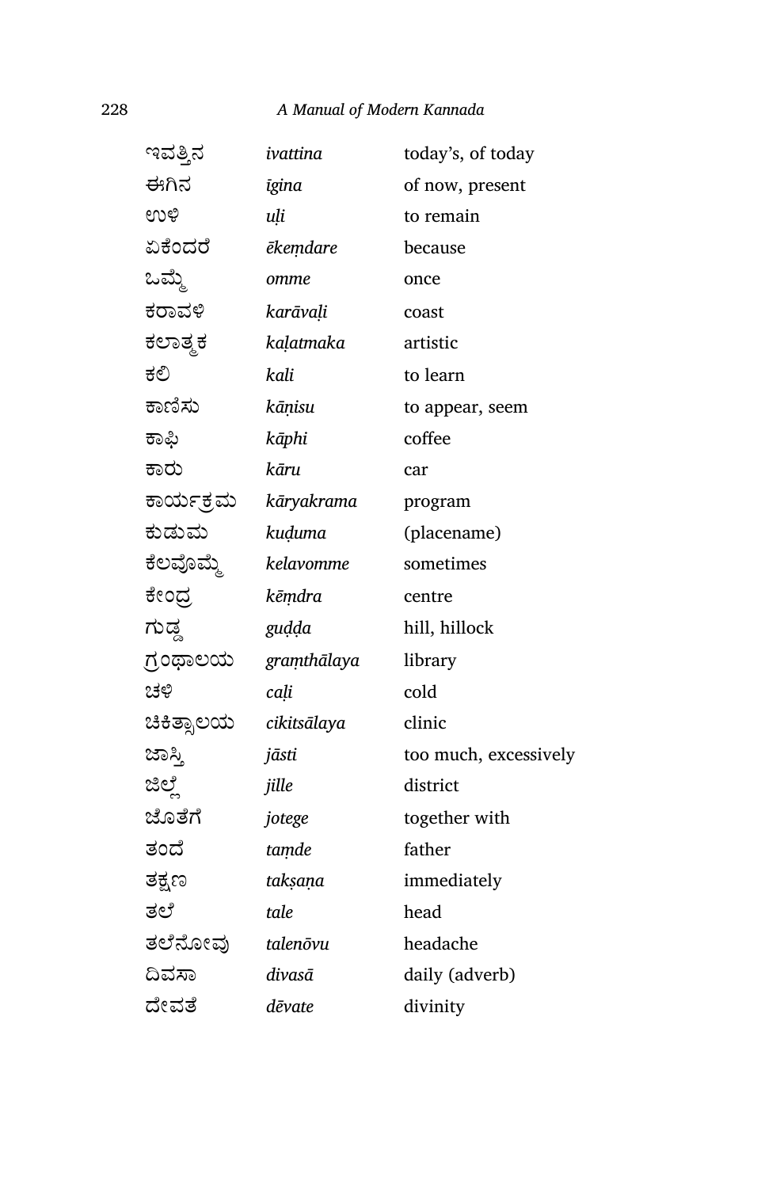| | | |
|---|---|---|
| ಇವತ್ತಿನ | *ivattina* | today's, of today |
| ಈಗಿನ | *īgina* | of now, present |
| ಉಳಿ | *uḷi* | to remain |
| ಏಕೆಂದರೆ | *ēkeṃdare* | because |
| ಒಮ್ಮೆ | *omme* | once |
| ಕರಾವಳಿ | *karāvaḷi* | coast |
| ಕಲಾತ್ಮಕ | *kaḷatmaka* | artistic |
| ಕಲಿ | *kali* | to learn |
| ಕಾಣಿಸು | *kāṇisu* | to appear, seem |
| ಕಾಫಿ | *kāphi* | coffee |
| ಕಾರು | *kāru* | car |
| ಕಾರ್ಯಕ್ರಮ | *kāryakrama* | program |
| ಕುಡುಮ | *kuḍuma* | (placename) |
| ಕೆಲವೊಮ್ಮೆ | *kelavomme* | sometimes |
| ಕೇಂದ್ರ | *kēṃdra* | centre |
| ಗುಡ್ಡ | *guḍḍa* | hill, hillock |
| ಗ್ರಂಥಾಲಯ | *graṃthālaya* | library |
| ಚಳಿ | *caḷi* | cold |
| ಚಿಕಿತ್ಸಾಲಯ | *cikitsālaya* | clinic |
| ಜಾಸ್ತಿ | *jāsti* | too much, excessively |
| ಜಿಲ್ಲೆ | *jille* | district |
| ಜೊತೆಗೆ | *jotege* | together with |
| ತಂದೆ | *taṃde* | father |
| ತಕ್ಷಣ | *takṣaṇa* | immediately |
| ತಲೆ | *tale* | head |
| ತಲೆನೋವು | *talenōvu* | headache |
| ದಿವಸಾ | *divasā* | daily (adverb) |
| ದೇವತೆ | *dēvate* | divinity |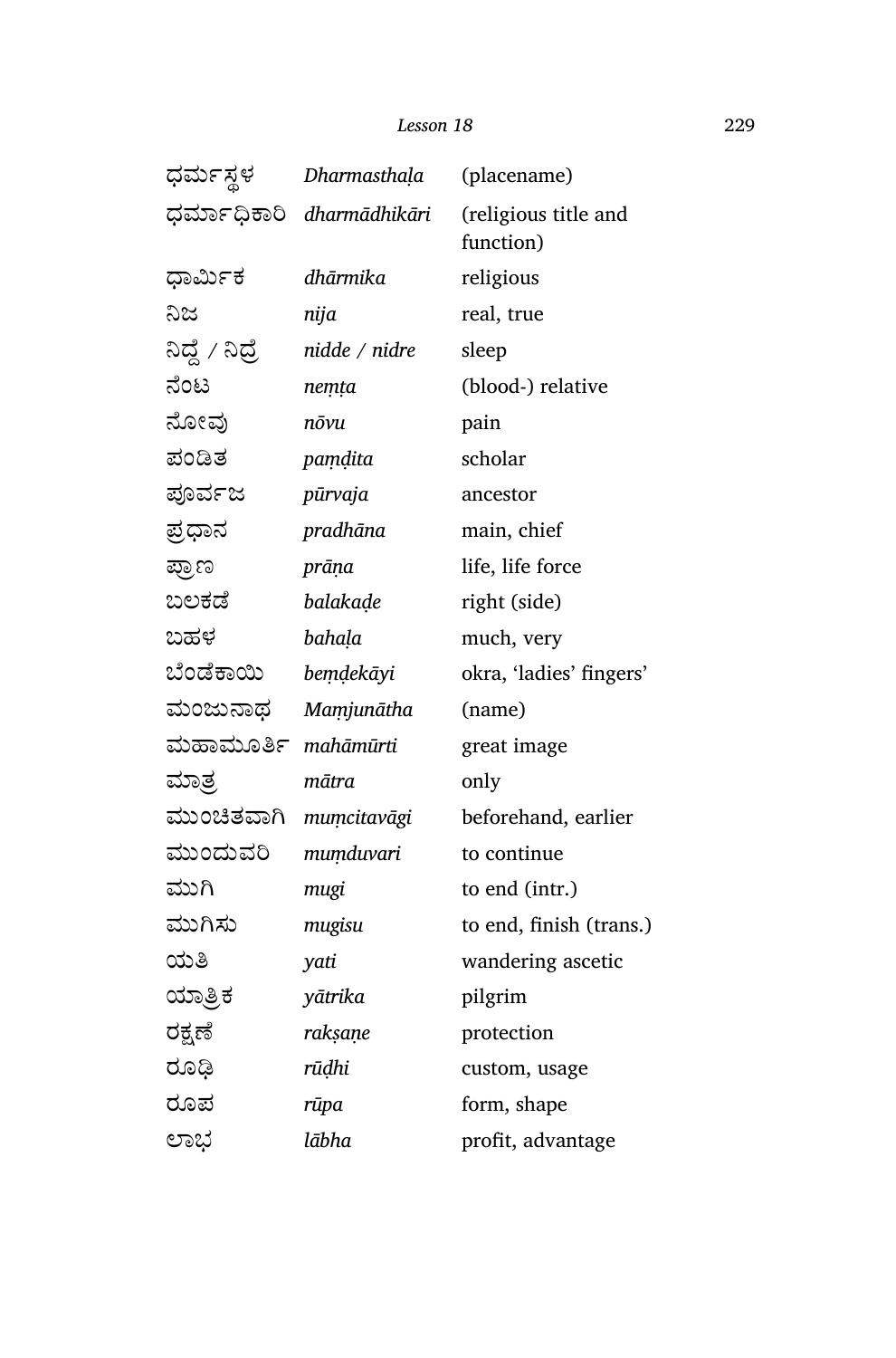| | | |
|---|---|---|
| ಧರ್ಮಸ್ಥಳ | *Dharmasthaḷa* | (placename) |
| ಧರ್ಮಾಧಿಕಾರಿ | *dharmādhikāri* | (religious title and function) |
| ಧಾರ್ಮಿಕ | *dhārmika* | religious |
| ನಿಜ | *nija* | real, true |
| ನಿದ್ದೆ / ನಿದ್ರೆ | *nidde / nidre* | sleep |
| ನೆಂಟ | *neṃṭa* | (blood-) relative |
| ನೋವು | *nōvu* | pain |
| ಪಂಡಿತ | *paṃḍita* | scholar |
| ಪೂರ್ವಜ | *pūrvaja* | ancestor |
| ಪ್ರಧಾನ | *pradhāna* | main, chief |
| ಪ್ರಾಣ | *prāṇa* | life, life force |
| ಬಲಕಡೆ | *balakaḍe* | right (side) |
| ಬಹಳ | *bahaḷa* | much, very |
| ಬೆಂಡೆಕಾಯಿ | *beṃḍekāyi* | okra, 'ladies' fingers' |
| ಮಂಜುನಾಥ | *Maṃjunātha* | (name) |
| ಮಹಾಮೂರ್ತಿ | *mahāmūrti* | great image |
| ಮಾತ್ರ | *mātra* | only |
| ಮುಂಚಿತವಾಗಿ | *muṃcitavāgi* | beforehand, earlier |
| ಮುಂದುವರಿ | *muṃduvari* | to continue |
| ಮುಗಿ | *mugi* | to end (intr.) |
| ಮುಗಿಸು | *mugisu* | to end, finish (trans.) |
| ಯತಿ | *yati* | wandering ascetic |
| ಯಾತ್ರಿಕ | *yātrika* | pilgrim |
| ರಕ್ಷಣೆ | *rakṣaṇe* | protection |
| ರೂಢಿ | *rūḍhi* | custom, usage |
| ರೂಪ | *rūpa* | form, shape |
| ಲಾಭ | *lābha* | profit, advantage |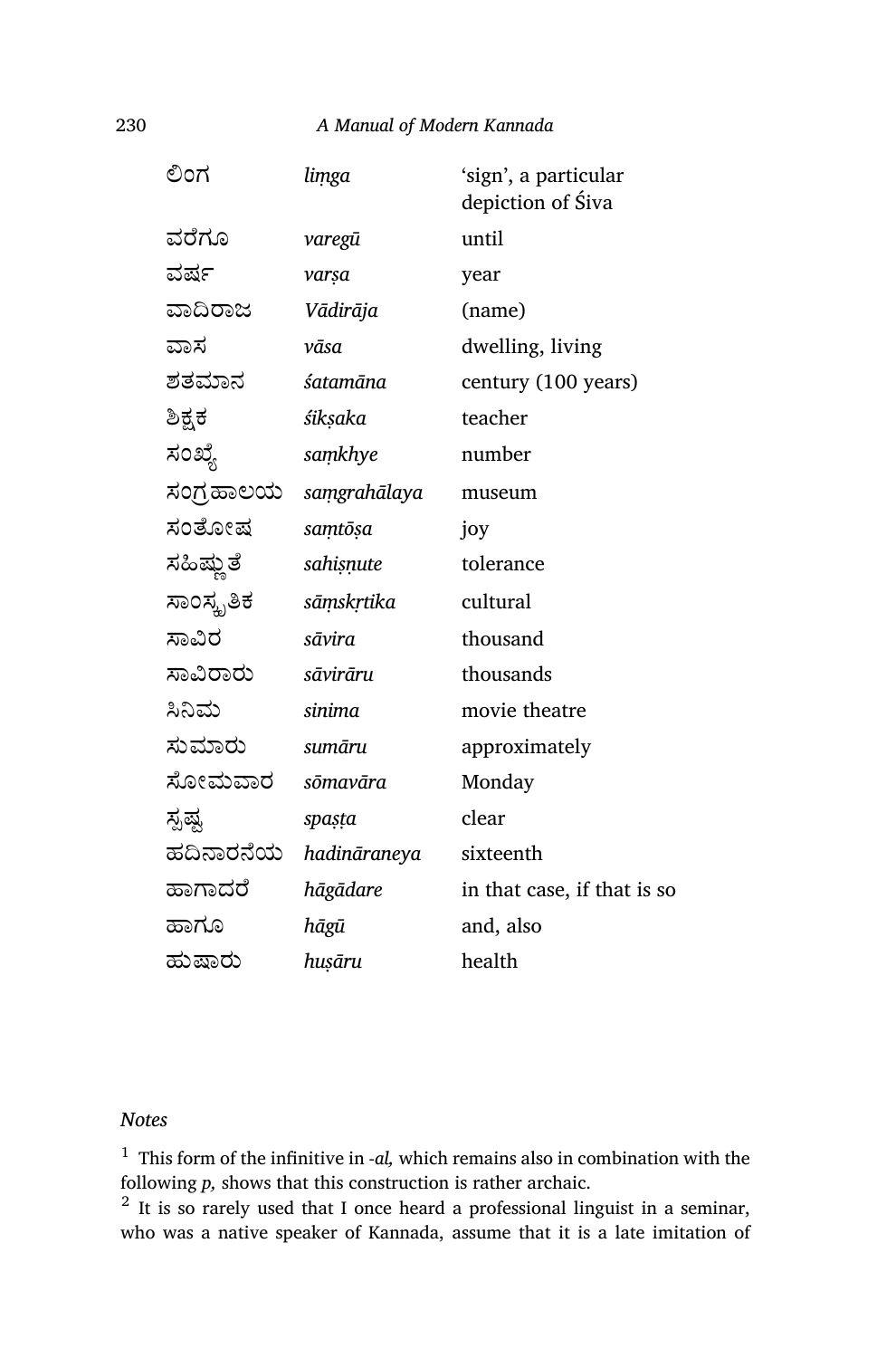| | | |
|---|---|---|
| ಲಿಂಗ | *liṃga* | 'sign', a particular depiction of Śiva |
| ವರೆಗೂ | *varegū* | until |
| ವರ್ಷ | *varṣa* | year |
| ವಾದಿರಾಜ | *Vādirāja* | (name) |
| ವಾಸ | *vāsa* | dwelling, living |
| ಶತಮಾನ | *śatamāna* | century (100 years) |
| ಶಿಕ್ಷಕ | *śikṣaka* | teacher |
| ಸಂಖ್ಯೆ | *saṃkhye* | number |
| ಸಂಗ್ರಹಾಲಯ | *saṃgrahālaya* | museum |
| ಸಂತೋಷ | *saṃtōṣa* | joy |
| ಸಹಿಷ್ಣುತೆ | *sahiṣṇute* | tolerance |
| ಸಾಂಸ್ಕೃತಿಕ | *sāṃskṛtika* | cultural |
| ಸಾವಿರ | *sāvira* | thousand |
| ಸಾವಿರಾರು | *sāvirāru* | thousands |
| ಸಿನಿಮ | *sinima* | movie theatre |
| ಸುಮಾರು | *sumāru* | approximately |
| ಸೋಮವಾರ | *sōmavāra* | Monday |
| ಸ್ಪಷ್ಟ | *spaṣṭa* | clear |
| ಹದಿನಾರನೆಯ | *hadināraneya* | sixteenth |
| ಹಾಗಾದರೆ | *hāgādare* | in that case, if that is so |
| ಹಾಗೂ | *hāgū* | and, also |
| ಹುಷಾರು | *huṣāru* | health |

*Notes*

[1] This form of the infinitive in *-al,* which remains also in combination with the following *p,* shows that this construction is rather archaic.

[2] It is so rarely used that I once heard a professional linguist in a seminar, who was a native speaker of Kannada, assume that it is a late imitation of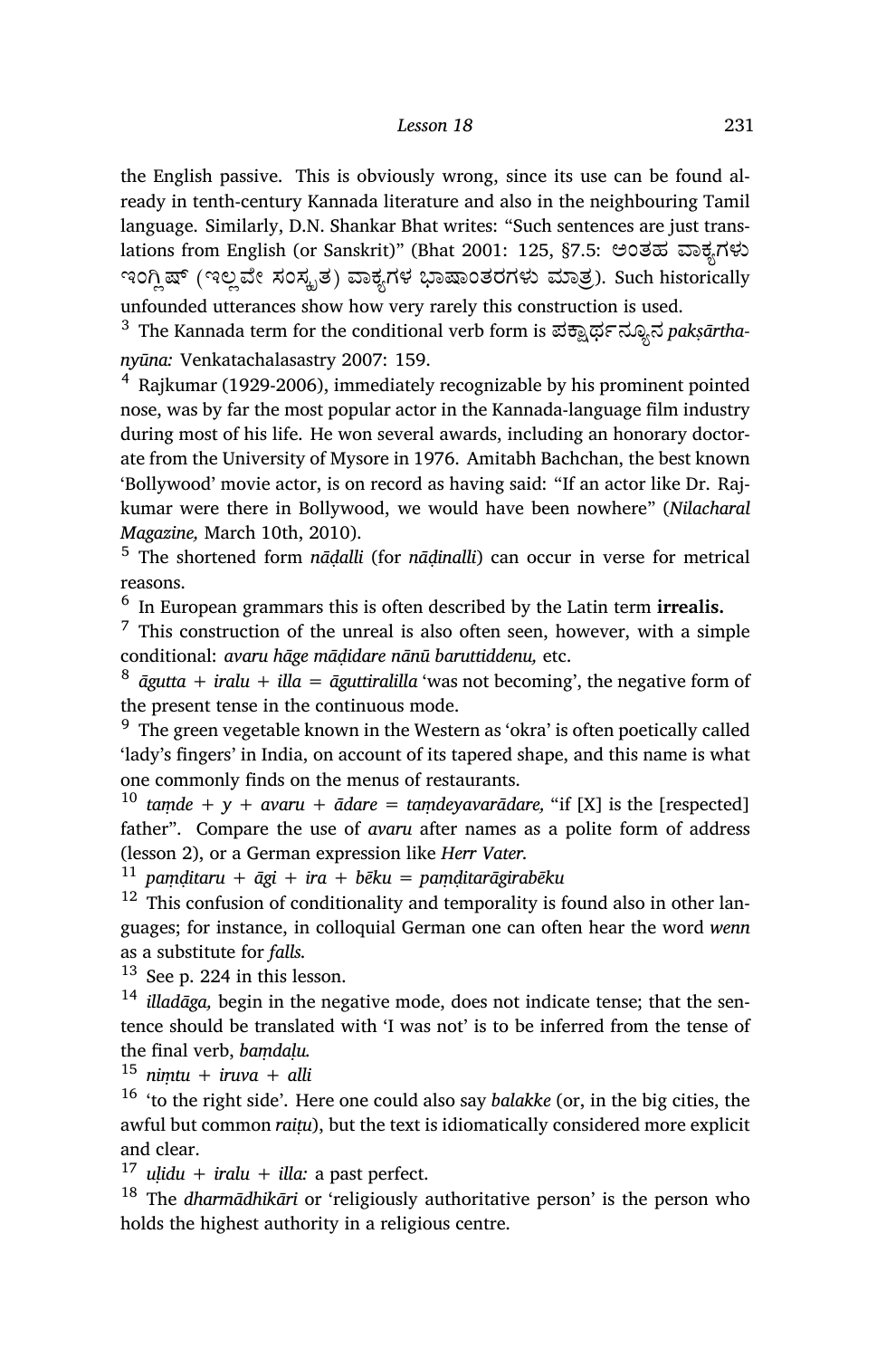the English passive. This is obviously wrong, since its use can be found already in tenth-century Kannada literature and also in the neighbouring Tamil language. Similarly, D.N. Shankar Bhat writes: "Such sentences are just translations from English (or Sanskrit)" (Bhat 2001: 125, §7.5: ಅಂತಹ ವಾಕ್ಯಗಳು ಇಂಗ್ಲಿಷ್ (ಇಲ್ಲವೇ ಸಂಸ್ಕೃತ) ವಾಕ್ಯಗಳ ಭಾಷಾಂತರಗಳು ಮಾತ್ರ). Such historically unfounded utterances show how very rarely this construction is used.

[3] The Kannada term for the conditional verb form is ಪಕ್ಷಾರ್ಥನ್ಯೂನ *pakṣārthanyūna:* Venkatachalasastry 2007: 159.

[4] Rajkumar (1929-2006), immediately recognizable by his prominent pointed nose, was by far the most popular actor in the Kannada-language film industry during most of his life. He won several awards, including an honorary doctorate from the University of Mysore in 1976. Amitabh Bachchan, the best known 'Bollywood' movie actor, is on record as having said: "If an actor like Dr. Rajkumar were there in Bollywood, we would have been nowhere" (*Nilacharal Magazine,* March 10th, 2010).

[5] The shortened form *nāḍalli* (for *nāḍinalli*) can occur in verse for metrical reasons.

[6] In European grammars this is often described by the Latin term **irrealis.**

[7] This construction of the unreal is also often seen, however, with a simple conditional: *avaru hāge māḍidare nānū baruttiddenu,* etc.

[8] *āgutta + iralu + illa = āguttiralilla* 'was not becoming', the negative form of the present tense in the continuous mode.

[9] The green vegetable known in the Western as 'okra' is often poetically called 'lady's fingers' in India, on account of its tapered shape, and this name is what one commonly finds on the menus of restaurants.

[10] *taṃde + y + avaru + ādare = taṃdeyavarādare,* "if [X] is the [respected] father". Compare the use of *avaru* after names as a polite form of address (lesson 2), or a German expression like *Herr Vater.*

[11] *paṃḍitaru + āgi + ira + bēku = paṃḍitarāgirabēku*

[12] This confusion of conditionality and temporality is found also in other languages; for instance, in colloquial German one can often hear the word *wenn* as a substitute for *falls.*

[13] See p. 224 in this lesson.

[14] *illadāga,* begin in the negative mode, does not indicate tense; that the sentence should be translated with 'I was not' is to be inferred from the tense of the final verb, *baṃdaḷu.*

[15] *niṃtu + iruva + alli*

[16] 'to the right side'. Here one could also say *balakke* (or, in the big cities, the awful but common *raiṭu*), but the text is idiomatically considered more explicit and clear.

[17] *uḷidu + iralu + illa:* a past perfect.

[18] The *dharmādhikāri* or 'religiously authoritative person' is the person who holds the highest authority in a religious centre.